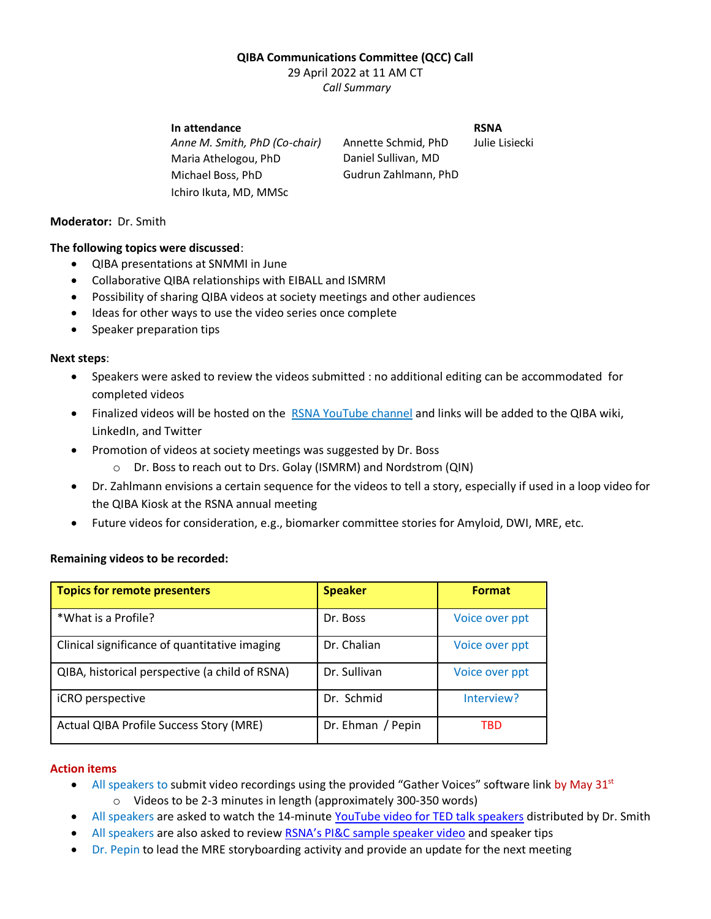**QIBA Communications Committee (QCC) Call**
29 April 2022 at 11 AM CT
*Call Summary*

**In attendance**

*Anne M. Smith, PhD (Co-chair)*
Maria Athelogou, PhD
Michael Boss, PhD
Ichiro Ikuta, MD, MMSc
Annette Schmid, PhD
Daniel Sullivan, MD
Gudrun Zahlmann, PhD

**RSNA**

Julie Lisiecki

**Moderator:** Dr. Smith

**The following topics were discussed**:

- QIBA presentations at SNMMI in June
- Collaborative QIBA relationships with EIBALL and ISMRM
- Possibility of sharing QIBA videos at society meetings and other audiences
- Ideas for other ways to use the video series once complete
- Speaker preparation tips

**Next steps**:

- Speakers were asked to review the videos submitted : no additional editing can be accommodated for completed videos
- Finalized videos will be hosted on the RSNA YouTube channel and links will be added to the QIBA wiki, LinkedIn, and Twitter
- Promotion of videos at society meetings was suggested by Dr. Boss
  - Dr. Boss to reach out to Drs. Golay (ISMRM) and Nordstrom (QIN)
- Dr. Zahlmann envisions a certain sequence for the videos to tell a story, especially if used in a loop video for the QIBA Kiosk at the RSNA annual meeting
- Future videos for consideration, e.g., biomarker committee stories for Amyloid, DWI, MRE, etc.

**Remaining videos to be recorded:**

| Topics for remote presenters | Speaker | Format |
|---|---|---|
| *What is a Profile? | Dr. Boss | Voice over ppt |
| Clinical significance of quantitative imaging | Dr. Chalian | Voice over ppt |
| QIBA, historical perspective (a child of RSNA) | Dr. Sullivan | Voice over ppt |
| iCRO perspective | Dr. Schmid | Interview? |
| Actual QIBA Profile Success Story (MRE) | Dr. Ehman / Pepin | TBD |

**Action items**

- All speakers to submit video recordings using the provided "Gather Voices" software link by May 31st
  - Videos to be 2-3 minutes in length (approximately 300-350 words)
- All speakers are asked to watch the 14-minute YouTube video for TED talk speakers distributed by Dr. Smith
- All speakers are also asked to review RSNA's PI&C sample speaker video and speaker tips
- Dr. Pepin to lead the MRE storyboarding activity and provide an update for the next meeting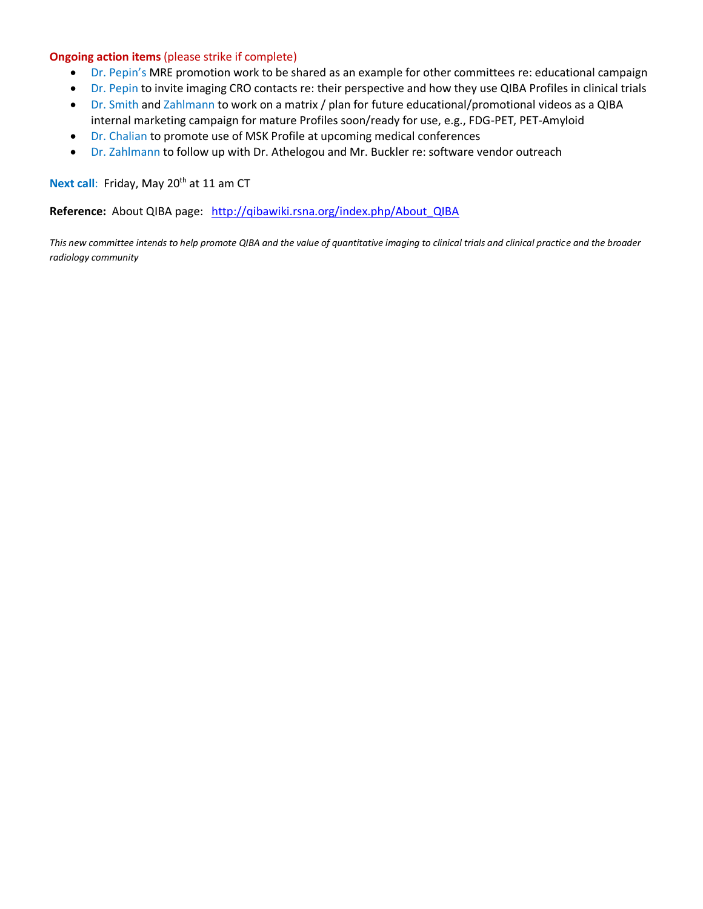**Ongoing action items** (please strike if complete)

- Dr. Pepin's MRE promotion work to be shared as an example for other committees re: educational campaign
- Dr. Pepin to invite imaging CRO contacts re: their perspective and how they use QIBA Profiles in clinical trials
- Dr. Smith and Zahlmann to work on a matrix / plan for future educational/promotional videos as a QIBA internal marketing campaign for mature Profiles soon/ready for use, e.g., FDG-PET, PET-Amyloid
- Dr. Chalian to promote use of MSK Profile at upcoming medical conferences
- Dr. Zahlmann to follow up with Dr. Athelogou and Mr. Buckler re: software vendor outreach

**Next call**: Friday, May 20th at 11 am CT

**Reference:** About QIBA page: [http://qibawiki.rsna.org/index.php/About_QIBA](http://qibawiki.rsna.org/index.php/About_QIBA)

*This new committee intends to help promote QIBA and the value of quantitative imaging to clinical trials and clinical practice and the broader radiology community*